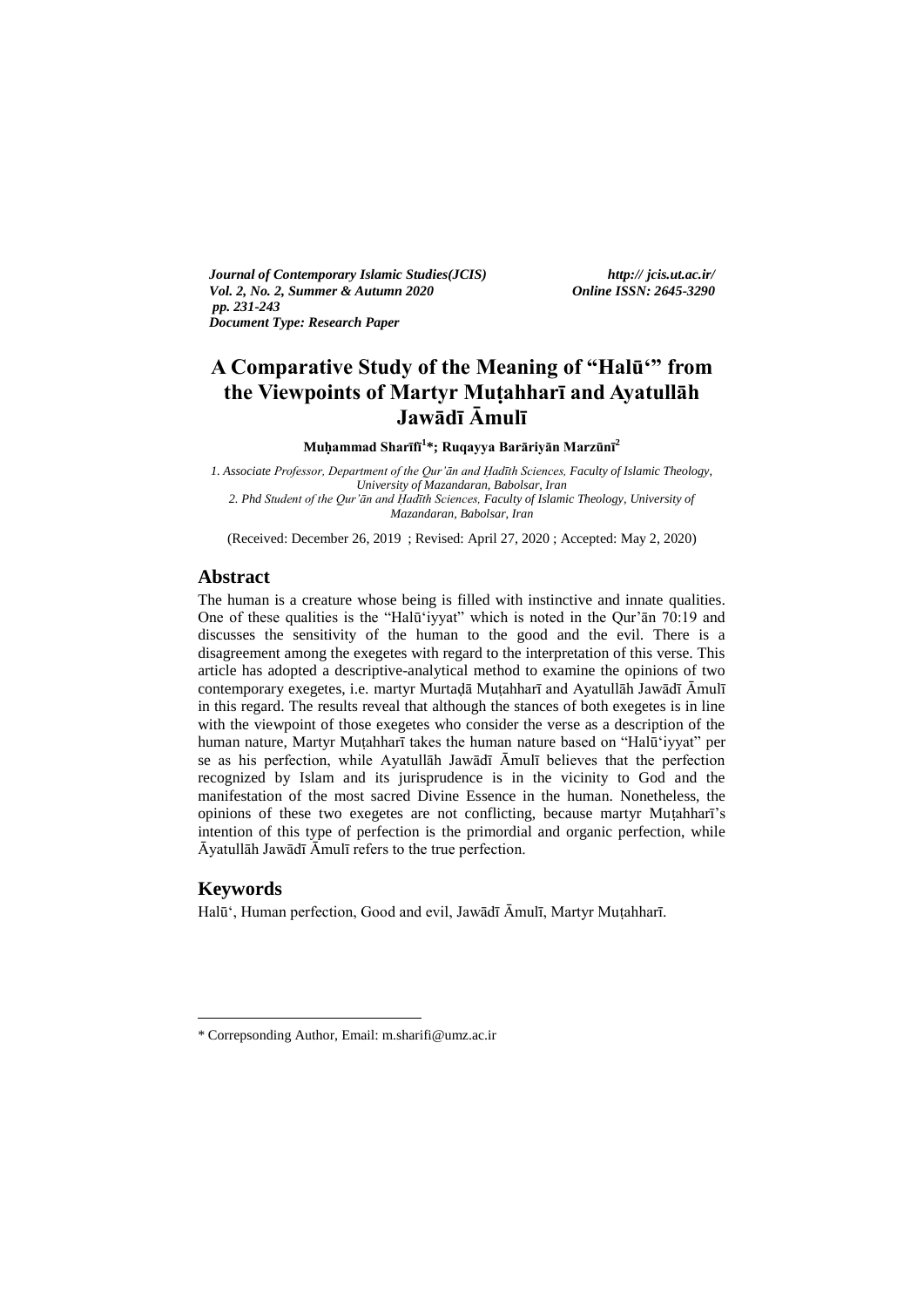*Journal of Contemporary Islamic Studies(JCIS)*  
*Vol. 2, No. 2, Summer & Autumn 2020*  
*pp. 231-243*  
*Document Type: Research Paper*

*http:// jcis.ut.ac.ir/*  
*Online ISSN: 2645-3290*

# A Comparative Study of the Meaning of "Halū‘" from the Viewpoints of Martyr Muṭahharī and Ayatullāh Jawādī Āmulī

**Muḥammad Sharīfī[1]*; Ruqayya Barāriyān Marzūnī[2]**

*1. Associate Professor, Department of the Qur'ān and Ḥadīth Sciences, Faculty of Islamic Theology, University of Mazandaran, Babolsar, Iran*  
*2. Phd Student of the Qur'ān and Ḥadīth Sciences, Faculty of Islamic Theology, University of Mazandaran, Babolsar, Iran*

(Received: December 26, 2019 ; Revised: April 27, 2020 ; Accepted: May 2, 2020)

## Abstract

The human is a creature whose being is filled with instinctive and innate qualities. One of these qualities is the "Halū‘iyyat" which is noted in the Qur'ān 70:19 and discusses the sensitivity of the human to the good and the evil. There is a disagreement among the exegetes with regard to the interpretation of this verse. This article has adopted a descriptive-analytical method to examine the opinions of two contemporary exegetes, i.e. martyr Murtaḍā Muṭahharī and Ayatullāh Jawādī Āmulī in this regard. The results reveal that although the stances of both exegetes is in line with the viewpoint of those exegetes who consider the verse as a description of the human nature, Martyr Muṭahharī takes the human nature based on "Halū‘iyyat" per se as his perfection, while Ayatullāh Jawādī Āmulī believes that the perfection recognized by Islam and its jurisprudence is in the vicinity to God and the manifestation of the most sacred Divine Essence in the human. Nonetheless, the opinions of these two exegetes are not conflicting, because martyr Muṭahharī's intention of this type of perfection is the primordial and organic perfection, while Āyatullāh Jawādī Āmulī refers to the true perfection.

## Keywords

Halū‘, Human perfection, Good and evil, Jawādī Āmulī, Martyr Muṭahharī.

---

\* Correpsonding Author, Email: m.sharifi@umz.ac.ir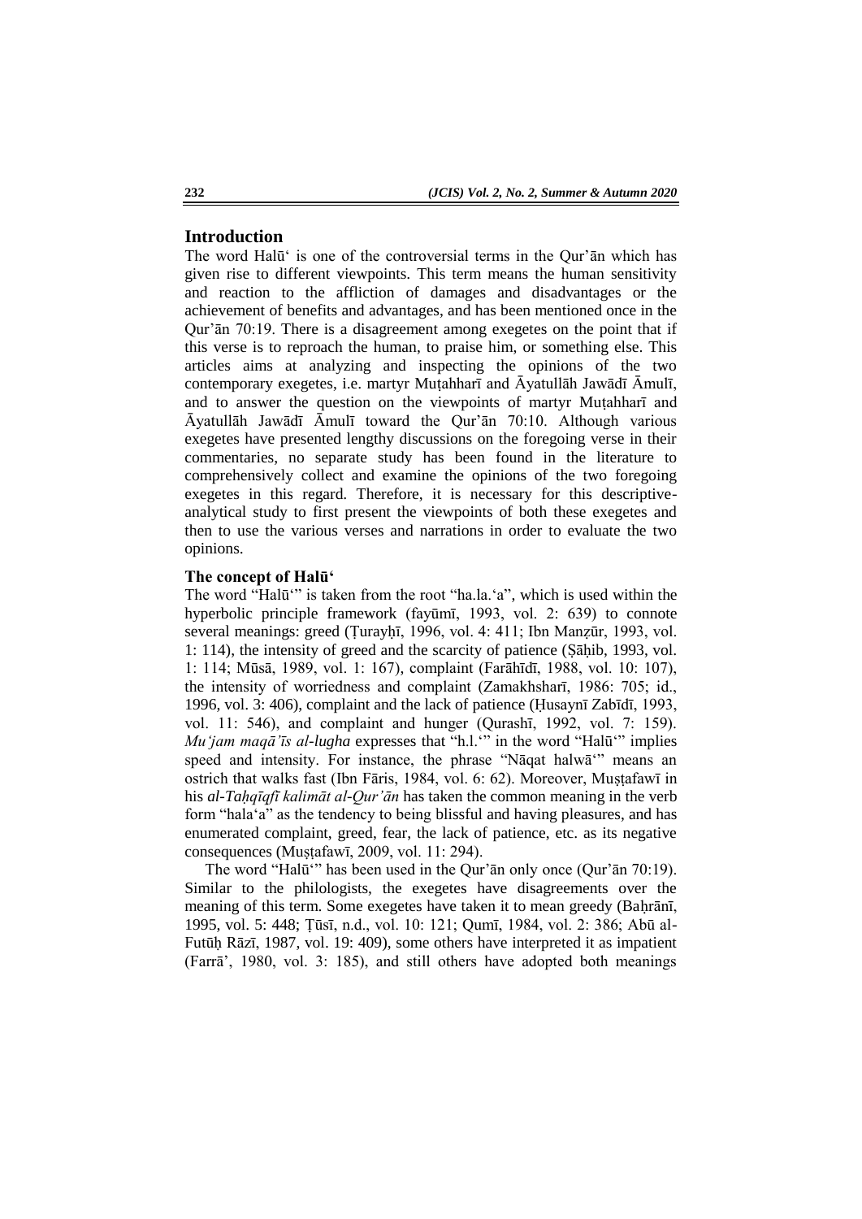## Introduction

The word Halū' is one of the controversial terms in the Qur'ān which has given rise to different viewpoints. This term means the human sensitivity and reaction to the affliction of damages and disadvantages or the achievement of benefits and advantages, and has been mentioned once in the Qur'ān 70:19. There is a disagreement among exegetes on the point that if this verse is to reproach the human, to praise him, or something else. This articles aims at analyzing and inspecting the opinions of the two contemporary exegetes, i.e. martyr Muṭahharī and Āyatullāh Jawādī Āmulī, and to answer the question on the viewpoints of martyr Muṭahharī and Āyatullāh Jawādī Āmulī toward the Qur'ān 70:10. Although various exegetes have presented lengthy discussions on the foregoing verse in their commentaries, no separate study has been found in the literature to comprehensively collect and examine the opinions of the two foregoing exegetes in this regard. Therefore, it is necessary for this descriptive-analytical study to first present the viewpoints of both these exegetes and then to use the various verses and narrations in order to evaluate the two opinions.

### The concept of Halū'

The word "Halū'" is taken from the root "ha.la.'a", which is used within the hyperbolic principle framework (fayūmī, 1993, vol. 2: 639) to connote several meanings: greed (Ṭurayḥī, 1996, vol. 4: 411; Ibn Manẓūr, 1993, vol. 1: 114), the intensity of greed and the scarcity of patience (Ṣāḥib, 1993, vol. 1: 114; Mūsā, 1989, vol. 1: 167), complaint (Farāhīdī, 1988, vol. 10: 107), the intensity of worriedness and complaint (Zamakhsharī, 1986: 705; id., 1996, vol. 3: 406), complaint and the lack of patience (Ḥusaynī Zabīdī, 1993, vol. 11: 546), and complaint and hunger (Qurashī, 1992, vol. 7: 159). *Mu'jam maqā'īs al-lugha* expresses that "h.l.'" in the word "Halū'" implies speed and intensity. For instance, the phrase "Nāqat halwā'" means an ostrich that walks fast (Ibn Fāris, 1984, vol. 6: 62). Moreover, Muṣṭafawī in his *al-Taḥqīqfī kalimāt al-Qur'ān* has taken the common meaning in the verb form "hala'a" as the tendency to being blissful and having pleasures, and has enumerated complaint, greed, fear, the lack of patience, etc. as its negative consequences (Muṣṭafawī, 2009, vol. 11: 294).

The word "Halū'" has been used in the Qur'ān only once (Qur'ān 70:19). Similar to the philologists, the exegetes have disagreements over the meaning of this term. Some exegetes have taken it to mean greedy (Baḥrānī, 1995, vol. 5: 448; Ṭūsī, n.d., vol. 10: 121; Qumī, 1984, vol. 2: 386; Abū al-Futūḥ Rāzī, 1987, vol. 19: 409), some others have interpreted it as impatient (Farrā', 1980, vol. 3: 185), and still others have adopted both meanings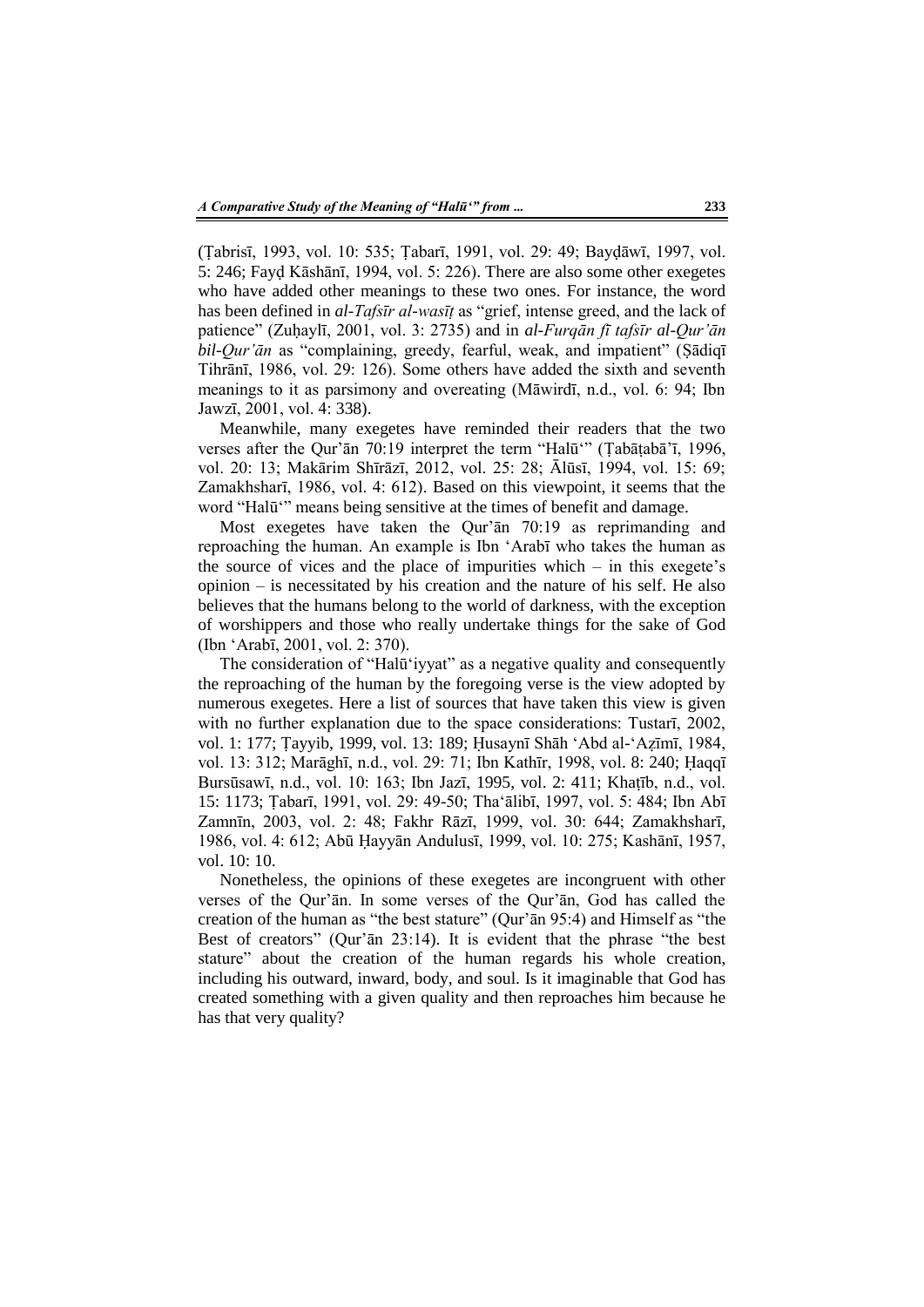(Ṭabrisī, 1993, vol. 10: 535; Ṭabarī, 1991, vol. 29: 49; Bayḍāwī, 1997, vol. 5: 246; Fayḍ Kāshānī, 1994, vol. 5: 226). There are also some other exegetes who have added other meanings to these two ones. For instance, the word has been defined in *al-Tafsīr al-wasīṭ* as "grief, intense greed, and the lack of patience" (Zuḥaylī, 2001, vol. 3: 2735) and in *al-Furqān fī tafsīr al-Qur'ān bil-Qur'ān* as "complaining, greedy, fearful, weak, and impatient" (Ṣādiqī Tihrānī, 1986, vol. 29: 126). Some others have added the sixth and seventh meanings to it as parsimony and overeating (Māwirdī, n.d., vol. 6: 94; Ibn Jawzī, 2001, vol. 4: 338).

Meanwhile, many exegetes have reminded their readers that the two verses after the Qur'ān 70:19 interpret the term "Halū'" (Ṭabāṭabā'ī, 1996, vol. 20: 13; Makārim Shīrāzī, 2012, vol. 25: 28; Ālūsī, 1994, vol. 15: 69; Zamakhsharī, 1986, vol. 4: 612). Based on this viewpoint, it seems that the word "Halū'" means being sensitive at the times of benefit and damage.

Most exegetes have taken the Qur'ān 70:19 as reprimanding and reproaching the human. An example is Ibn 'Arabī who takes the human as the source of vices and the place of impurities which – in this exegete's opinion – is necessitated by his creation and the nature of his self. He also believes that the humans belong to the world of darkness, with the exception of worshippers and those who really undertake things for the sake of God (Ibn 'Arabī, 2001, vol. 2: 370).

The consideration of "Halū'iyyat" as a negative quality and consequently the reproaching of the human by the foregoing verse is the view adopted by numerous exegetes. Here a list of sources that have taken this view is given with no further explanation due to the space considerations: Tustarī, 2002, vol. 1: 177; Ṭayyib, 1999, vol. 13: 189; Ḥusaynī Shāh 'Abd al-'Aẓīmī, 1984, vol. 13: 312; Marāghī, n.d., vol. 29: 71; Ibn Kathīr, 1998, vol. 8: 240; Ḥaqqī Bursūsawī, n.d., vol. 10: 163; Ibn Jazī, 1995, vol. 2: 411; Khaṭīb, n.d., vol. 15: 1173; Ṭabarī, 1991, vol. 29: 49-50; Tha'ālibī, 1997, vol. 5: 484; Ibn Abī Zamnīn, 2003, vol. 2: 48; Fakhr Rāzī, 1999, vol. 30: 644; Zamakhsharī, 1986, vol. 4: 612; Abū Ḥayyān Andulusī, 1999, vol. 10: 275; Kashānī, 1957, vol. 10: 10.

Nonetheless, the opinions of these exegetes are incongruent with other verses of the Qur'ān. In some verses of the Qur'ān, God has called the creation of the human as "the best stature" (Qur'ān 95:4) and Himself as "the Best of creators" (Qur'ān 23:14). It is evident that the phrase "the best stature" about the creation of the human regards his whole creation, including his outward, inward, body, and soul. Is it imaginable that God has created something with a given quality and then reproaches him because he has that very quality?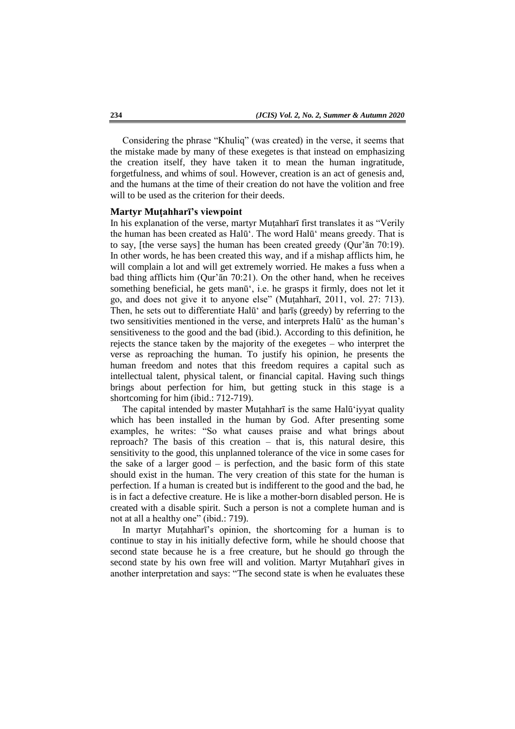Considering the phrase "Khuliq" (was created) in the verse, it seems that the mistake made by many of these exegetes is that instead on emphasizing the creation itself, they have taken it to mean the human ingratitude, forgetfulness, and whims of soul. However, creation is an act of genesis and, and the humans at the time of their creation do not have the volition and free will to be used as the criterion for their deeds.

### Martyr Muṭahharī's viewpoint

In his explanation of the verse, martyr Muṭahharī first translates it as "Verily the human has been created as Halū'. The word Halū' means greedy. That is to say, [the verse says] the human has been created greedy (Qur'ān 70:19). In other words, he has been created this way, and if a mishap afflicts him, he will complain a lot and will get extremely worried. He makes a fuss when a bad thing afflicts him (Qur'ān 70:21). On the other hand, when he receives something beneficial, he gets manū', i.e. he grasps it firmly, does not let it go, and does not give it to anyone else" (Muṭahharī, 2011, vol. 27: 713). Then, he sets out to differentiate Halū' and ḥarīṣ (greedy) by referring to the two sensitivities mentioned in the verse, and interprets Halū' as the human's sensitiveness to the good and the bad (ibid.). According to this definition, he rejects the stance taken by the majority of the exegetes – who interpret the verse as reproaching the human. To justify his opinion, he presents the human freedom and notes that this freedom requires a capital such as intellectual talent, physical talent, or financial capital. Having such things brings about perfection for him, but getting stuck in this stage is a shortcoming for him (ibid.: 712-719).

The capital intended by master Muṭahharī is the same Halū'iyyat quality which has been installed in the human by God. After presenting some examples, he writes: "So what causes praise and what brings about reproach? The basis of this creation – that is, this natural desire, this sensitivity to the good, this unplanned tolerance of the vice in some cases for the sake of a larger good – is perfection, and the basic form of this state should exist in the human. The very creation of this state for the human is perfection. If a human is created but is indifferent to the good and the bad, he is in fact a defective creature. He is like a mother-born disabled person. He is created with a disable spirit. Such a person is not a complete human and is not at all a healthy one" (ibid.: 719).

In martyr Muṭahharī's opinion, the shortcoming for a human is to continue to stay in his initially defective form, while he should choose that second state because he is a free creature, but he should go through the second state by his own free will and volition. Martyr Muṭahharī gives in another interpretation and says: "The second state is when he evaluates these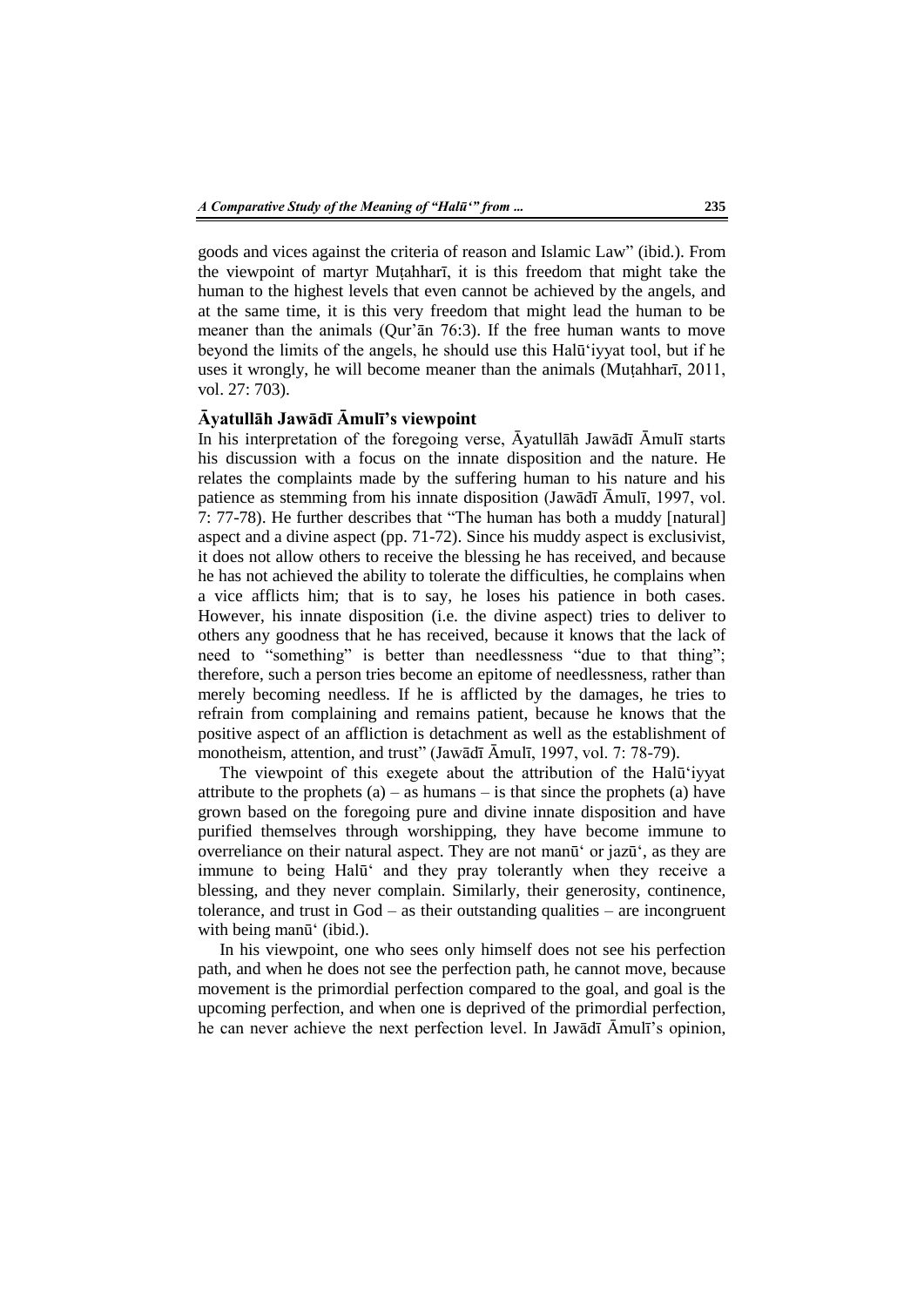goods and vices against the criteria of reason and Islamic Law" (ibid.). From the viewpoint of martyr Muṭahharī, it is this freedom that might take the human to the highest levels that even cannot be achieved by the angels, and at the same time, it is this very freedom that might lead the human to be meaner than the animals (Qur'ān 76:3). If the free human wants to move beyond the limits of the angels, he should use this Halū'iyyat tool, but if he uses it wrongly, he will become meaner than the animals (Muṭahharī, 2011, vol. 27: 703).

### Āyatullāh Jawādī Āmulī's viewpoint

In his interpretation of the foregoing verse, Āyatullāh Jawādī Āmulī starts his discussion with a focus on the innate disposition and the nature. He relates the complaints made by the suffering human to his nature and his patience as stemming from his innate disposition (Jawādī Āmulī, 1997, vol. 7: 77-78). He further describes that "The human has both a muddy [natural] aspect and a divine aspect (pp. 71-72). Since his muddy aspect is exclusivist, it does not allow others to receive the blessing he has received, and because he has not achieved the ability to tolerate the difficulties, he complains when a vice afflicts him; that is to say, he loses his patience in both cases. However, his innate disposition (i.e. the divine aspect) tries to deliver to others any goodness that he has received, because it knows that the lack of need to "something" is better than needlessness "due to that thing"; therefore, such a person tries become an epitome of needlessness, rather than merely becoming needless. If he is afflicted by the damages, he tries to refrain from complaining and remains patient, because he knows that the positive aspect of an affliction is detachment as well as the establishment of monotheism, attention, and trust" (Jawādī Āmulī, 1997, vol. 7: 78-79).

The viewpoint of this exegete about the attribution of the Halū'iyyat attribute to the prophets (a) – as humans – is that since the prophets (a) have grown based on the foregoing pure and divine innate disposition and have purified themselves through worshipping, they have become immune to overreliance on their natural aspect. They are not manū' or jazū', as they are immune to being Halū' and they pray tolerantly when they receive a blessing, and they never complain. Similarly, their generosity, continence, tolerance, and trust in God – as their outstanding qualities – are incongruent with being manū' (ibid.).

In his viewpoint, one who sees only himself does not see his perfection path, and when he does not see the perfection path, he cannot move, because movement is the primordial perfection compared to the goal, and goal is the upcoming perfection, and when one is deprived of the primordial perfection, he can never achieve the next perfection level. In Jawādī Āmulī's opinion,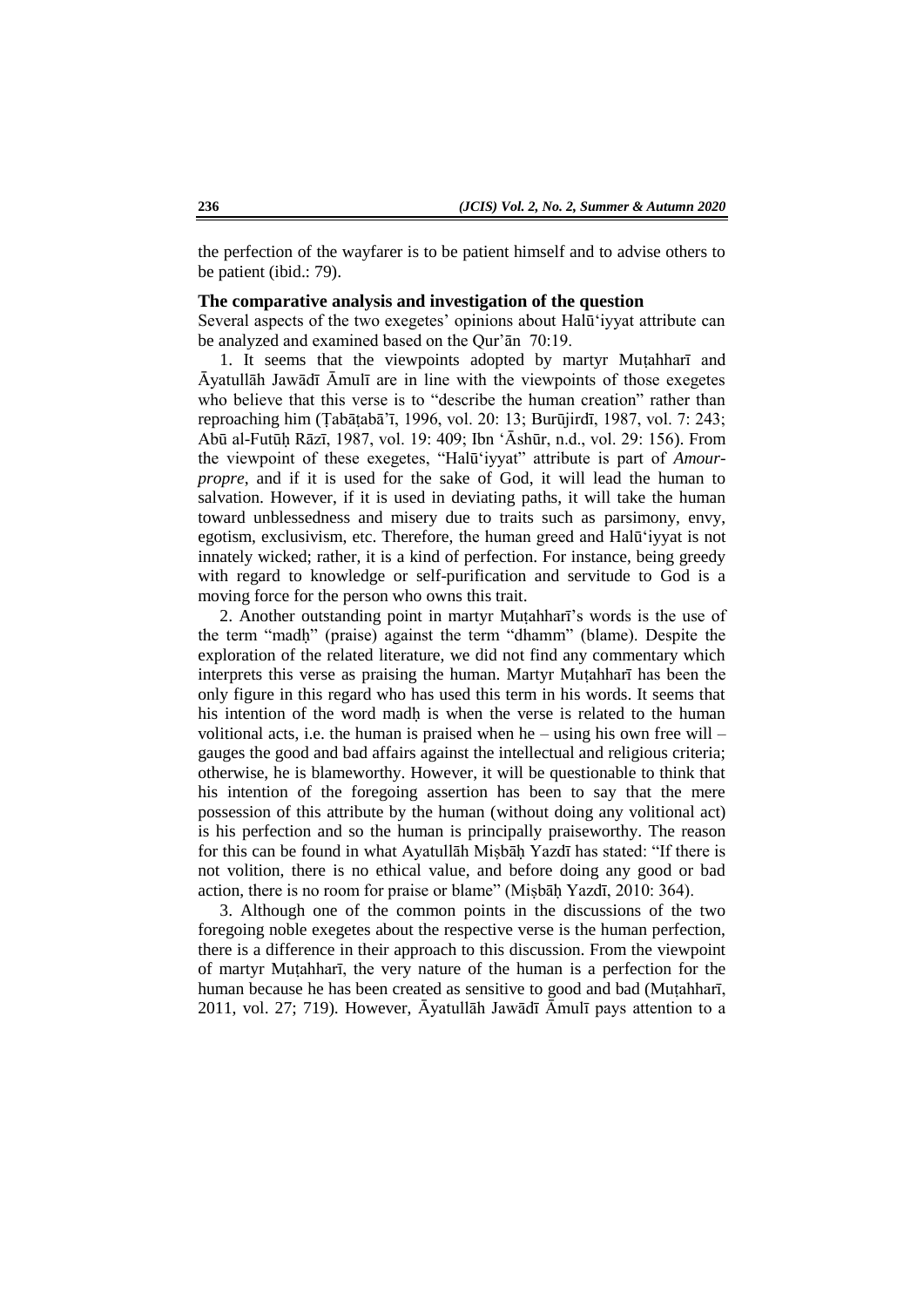the perfection of the wayfarer is to be patient himself and to advise others to be patient (ibid.: 79).

## The comparative analysis and investigation of the question

Several aspects of the two exegetes' opinions about Halū'iyyat attribute can be analyzed and examined based on the Qur'ān 70:19.

1. It seems that the viewpoints adopted by martyr Muṭahharī and Āyatullāh Jawādī Āmulī are in line with the viewpoints of those exegetes who believe that this verse is to "describe the human creation" rather than reproaching him (Ṭabāṭabā'ī, 1996, vol. 20: 13; Burūjirdī, 1987, vol. 7: 243; Abū al-Futūḥ Rāzī, 1987, vol. 19: 409; Ibn 'Āshūr, n.d., vol. 29: 156). From the viewpoint of these exegetes, "Halū'iyyat" attribute is part of *Amour-propre*, and if it is used for the sake of God, it will lead the human to salvation. However, if it is used in deviating paths, it will take the human toward unblessedness and misery due to traits such as parsimony, envy, egotism, exclusivism, etc. Therefore, the human greed and Halū'iyyat is not innately wicked; rather, it is a kind of perfection. For instance, being greedy with regard to knowledge or self-purification and servitude to God is a moving force for the person who owns this trait.

2. Another outstanding point in martyr Muṭahharī's words is the use of the term "madḥ" (praise) against the term "dhamm" (blame). Despite the exploration of the related literature, we did not find any commentary which interprets this verse as praising the human. Martyr Muṭahharī has been the only figure in this regard who has used this term in his words. It seems that his intention of the word madḥ is when the verse is related to the human volitional acts, i.e. the human is praised when he – using his own free will – gauges the good and bad affairs against the intellectual and religious criteria; otherwise, he is blameworthy. However, it will be questionable to think that his intention of the foregoing assertion has been to say that the mere possession of this attribute by the human (without doing any volitional act) is his perfection and so the human is principally praiseworthy. The reason for this can be found in what Ayatullāh Miṣbāḥ Yazdī has stated: "If there is not volition, there is no ethical value, and before doing any good or bad action, there is no room for praise or blame" (Miṣbāḥ Yazdī, 2010: 364).

3. Although one of the common points in the discussions of the two foregoing noble exegetes about the respective verse is the human perfection, there is a difference in their approach to this discussion. From the viewpoint of martyr Muṭahharī, the very nature of the human is a perfection for the human because he has been created as sensitive to good and bad (Muṭahharī, 2011, vol. 27; 719). However, Āyatullāh Jawādī Āmulī pays attention to a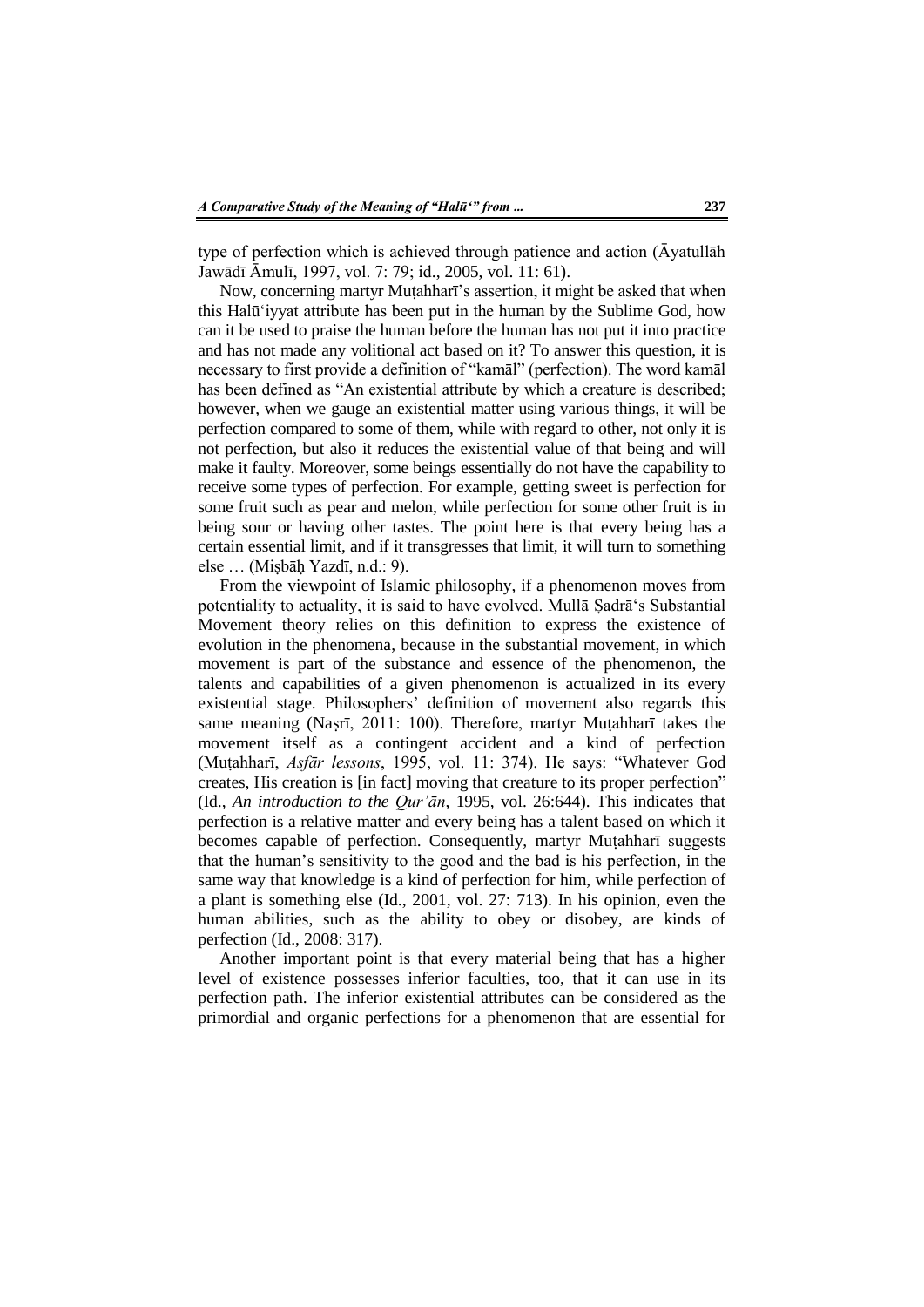type of perfection which is achieved through patience and action (Āyatullāh Jawādī Āmulī, 1997, vol. 7: 79; id., 2005, vol. 11: 61).

Now, concerning martyr Muṭahharī's assertion, it might be asked that when this Halū'iyyat attribute has been put in the human by the Sublime God, how can it be used to praise the human before the human has not put it into practice and has not made any volitional act based on it? To answer this question, it is necessary to first provide a definition of "kamāl" (perfection). The word kamāl has been defined as "An existential attribute by which a creature is described; however, when we gauge an existential matter using various things, it will be perfection compared to some of them, while with regard to other, not only it is not perfection, but also it reduces the existential value of that being and will make it faulty. Moreover, some beings essentially do not have the capability to receive some types of perfection. For example, getting sweet is perfection for some fruit such as pear and melon, while perfection for some other fruit is in being sour or having other tastes. The point here is that every being has a certain essential limit, and if it transgresses that limit, it will turn to something else … (Miṣbāḥ Yazdī, n.d.: 9).

From the viewpoint of Islamic philosophy, if a phenomenon moves from potentiality to actuality, it is said to have evolved. Mullā Ṣadrā's Substantial Movement theory relies on this definition to express the existence of evolution in the phenomena, because in the substantial movement, in which movement is part of the substance and essence of the phenomenon, the talents and capabilities of a given phenomenon is actualized in its every existential stage. Philosophers' definition of movement also regards this same meaning (Naṣrī, 2011: 100). Therefore, martyr Muṭahharī takes the movement itself as a contingent accident and a kind of perfection (Muṭahharī, *Asfār lessons*, 1995, vol. 11: 374). He says: "Whatever God creates, His creation is [in fact] moving that creature to its proper perfection" (Id., *An introduction to the Qur'ān*, 1995, vol. 26:644). This indicates that perfection is a relative matter and every being has a talent based on which it becomes capable of perfection. Consequently, martyr Muṭahharī suggests that the human's sensitivity to the good and the bad is his perfection, in the same way that knowledge is a kind of perfection for him, while perfection of a plant is something else (Id., 2001, vol. 27: 713). In his opinion, even the human abilities, such as the ability to obey or disobey, are kinds of perfection (Id., 2008: 317).

Another important point is that every material being that has a higher level of existence possesses inferior faculties, too, that it can use in its perfection path. The inferior existential attributes can be considered as the primordial and organic perfections for a phenomenon that are essential for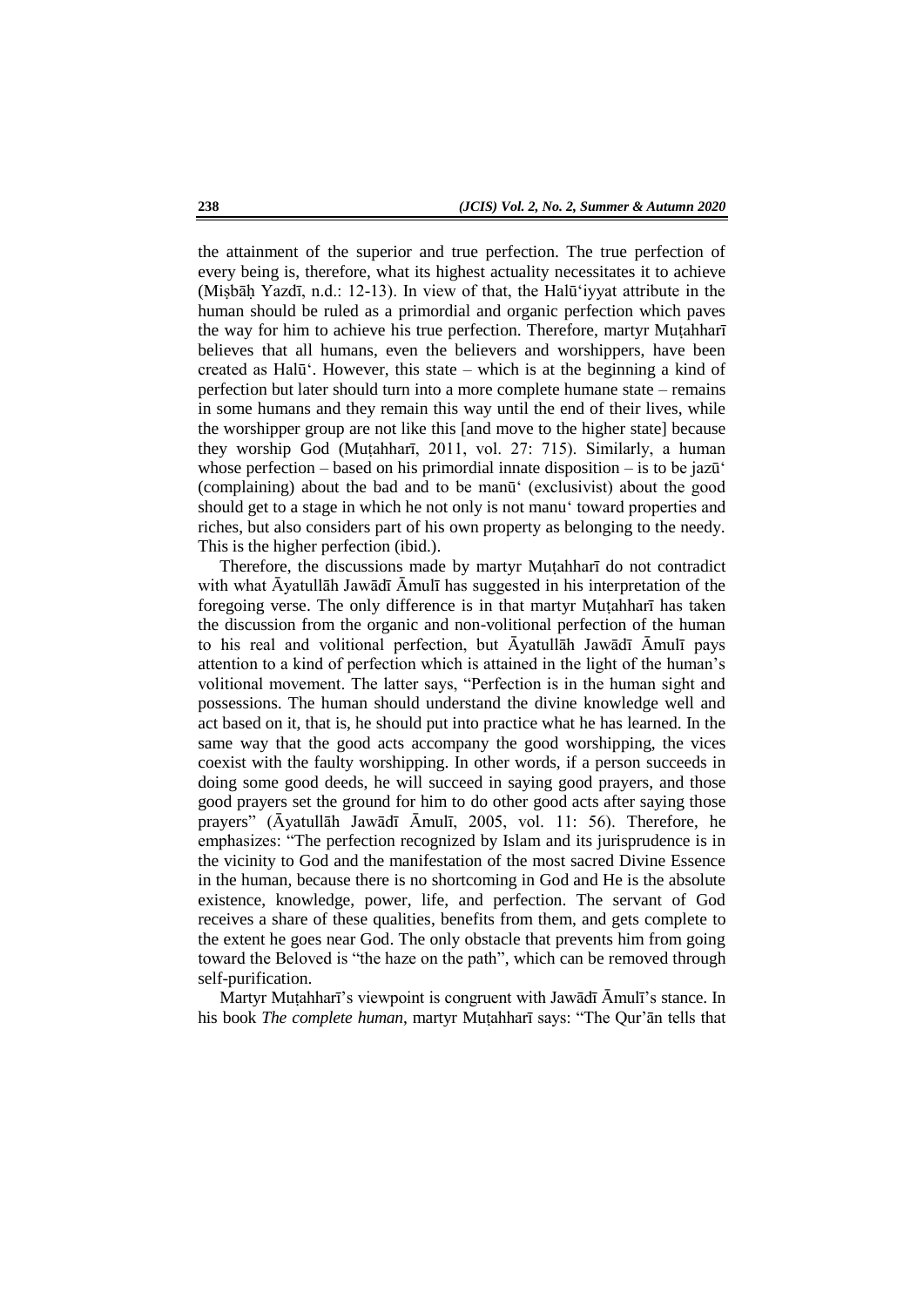the attainment of the superior and true perfection. The true perfection of every being is, therefore, what its highest actuality necessitates it to achieve (Miṣbāḥ Yazdī, n.d.: 12-13). In view of that, the Halū'iyyat attribute in the human should be ruled as a primordial and organic perfection which paves the way for him to achieve his true perfection. Therefore, martyr Muṭahharī believes that all humans, even the believers and worshippers, have been created as Halū'. However, this state – which is at the beginning a kind of perfection but later should turn into a more complete humane state – remains in some humans and they remain this way until the end of their lives, while the worshipper group are not like this [and move to the higher state] because they worship God (Muṭahharī, 2011, vol. 27: 715). Similarly, a human whose perfection – based on his primordial innate disposition – is to be jazū' (complaining) about the bad and to be manū' (exclusivist) about the good should get to a stage in which he not only is not manu' toward properties and riches, but also considers part of his own property as belonging to the needy. This is the higher perfection (ibid.).

Therefore, the discussions made by martyr Muṭahharī do not contradict with what Āyatullāh Jawādī Āmulī has suggested in his interpretation of the foregoing verse. The only difference is in that martyr Muṭahharī has taken the discussion from the organic and non-volitional perfection of the human to his real and volitional perfection, but Āyatullāh Jawādī Āmulī pays attention to a kind of perfection which is attained in the light of the human's volitional movement. The latter says, "Perfection is in the human sight and possessions. The human should understand the divine knowledge well and act based on it, that is, he should put into practice what he has learned. In the same way that the good acts accompany the good worshipping, the vices coexist with the faulty worshipping. In other words, if a person succeeds in doing some good deeds, he will succeed in saying good prayers, and those good prayers set the ground for him to do other good acts after saying those prayers" (Āyatullāh Jawādī Āmulī, 2005, vol. 11: 56). Therefore, he emphasizes: "The perfection recognized by Islam and its jurisprudence is in the vicinity to God and the manifestation of the most sacred Divine Essence in the human, because there is no shortcoming in God and He is the absolute existence, knowledge, power, life, and perfection. The servant of God receives a share of these qualities, benefits from them, and gets complete to the extent he goes near God. The only obstacle that prevents him from going toward the Beloved is "the haze on the path", which can be removed through self-purification.

Martyr Muṭahharī's viewpoint is congruent with Jawādī Āmulī's stance. In his book *The complete human*, martyr Muṭahharī says: "The Qur'ān tells that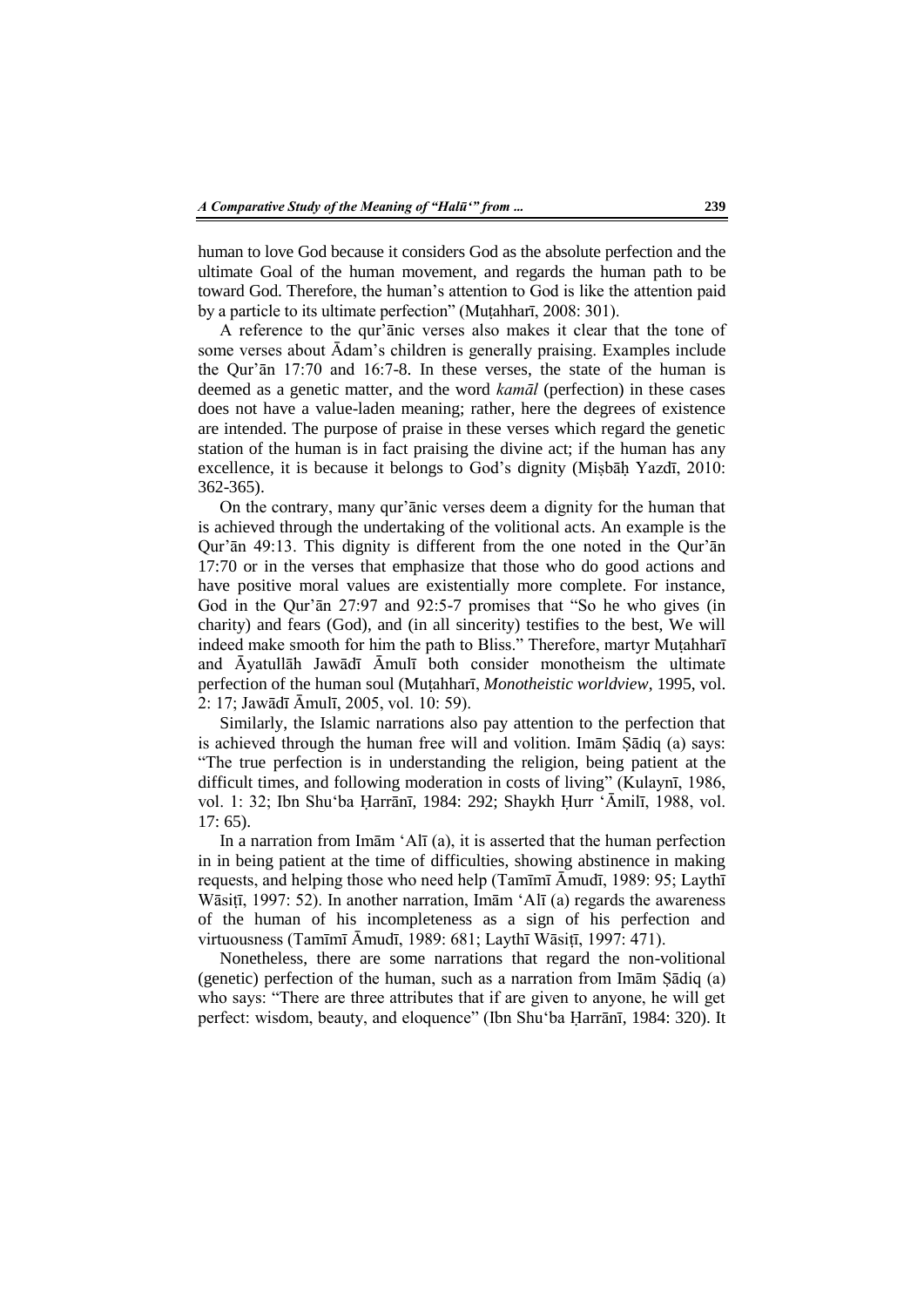human to love God because it considers God as the absolute perfection and the ultimate Goal of the human movement, and regards the human path to be toward God. Therefore, the human's attention to God is like the attention paid by a particle to its ultimate perfection" (Muṭahharī, 2008: 301).

A reference to the qur'ānic verses also makes it clear that the tone of some verses about Ādam's children is generally praising. Examples include the Qur'ān 17:70 and 16:7-8. In these verses, the state of the human is deemed as a genetic matter, and the word *kamāl* (perfection) in these cases does not have a value-laden meaning; rather, here the degrees of existence are intended. The purpose of praise in these verses which regard the genetic station of the human is in fact praising the divine act; if the human has any excellence, it is because it belongs to God's dignity (Miṣbāḥ Yazdī, 2010: 362-365).

On the contrary, many qur'ānic verses deem a dignity for the human that is achieved through the undertaking of the volitional acts. An example is the Qur'ān 49:13. This dignity is different from the one noted in the Qur'ān 17:70 or in the verses that emphasize that those who do good actions and have positive moral values are existentially more complete. For instance, God in the Qur'ān 27:97 and 92:5-7 promises that "So he who gives (in charity) and fears (God), and (in all sincerity) testifies to the best, We will indeed make smooth for him the path to Bliss." Therefore, martyr Muṭahharī and Āyatullāh Jawādī Āmulī both consider monotheism the ultimate perfection of the human soul (Muṭahharī, *Monotheistic worldview*, 1995, vol. 2: 17; Jawādī Āmulī, 2005, vol. 10: 59).

Similarly, the Islamic narrations also pay attention to the perfection that is achieved through the human free will and volition. Imām Ṣādiq (a) says: "The true perfection is in understanding the religion, being patient at the difficult times, and following moderation in costs of living" (Kulaynī, 1986, vol. 1: 32; Ibn Shu'ba Ḥarrānī, 1984: 292; Shaykh Ḥurr 'Āmilī, 1988, vol. 17: 65).

In a narration from Imām 'Alī (a), it is asserted that the human perfection in in being patient at the time of difficulties, showing abstinence in making requests, and helping those who need help (Tamīmī Āmudī, 1989: 95; Laythī Wāsiṭī, 1997: 52). In another narration, Imām 'Alī (a) regards the awareness of the human of his incompleteness as a sign of his perfection and virtuousness (Tamīmī Āmudī, 1989: 681; Laythī Wāsiṭī, 1997: 471).

Nonetheless, there are some narrations that regard the non-volitional (genetic) perfection of the human, such as a narration from Imām Ṣādiq (a) who says: "There are three attributes that if are given to anyone, he will get perfect: wisdom, beauty, and eloquence" (Ibn Shu'ba Ḥarrānī, 1984: 320). It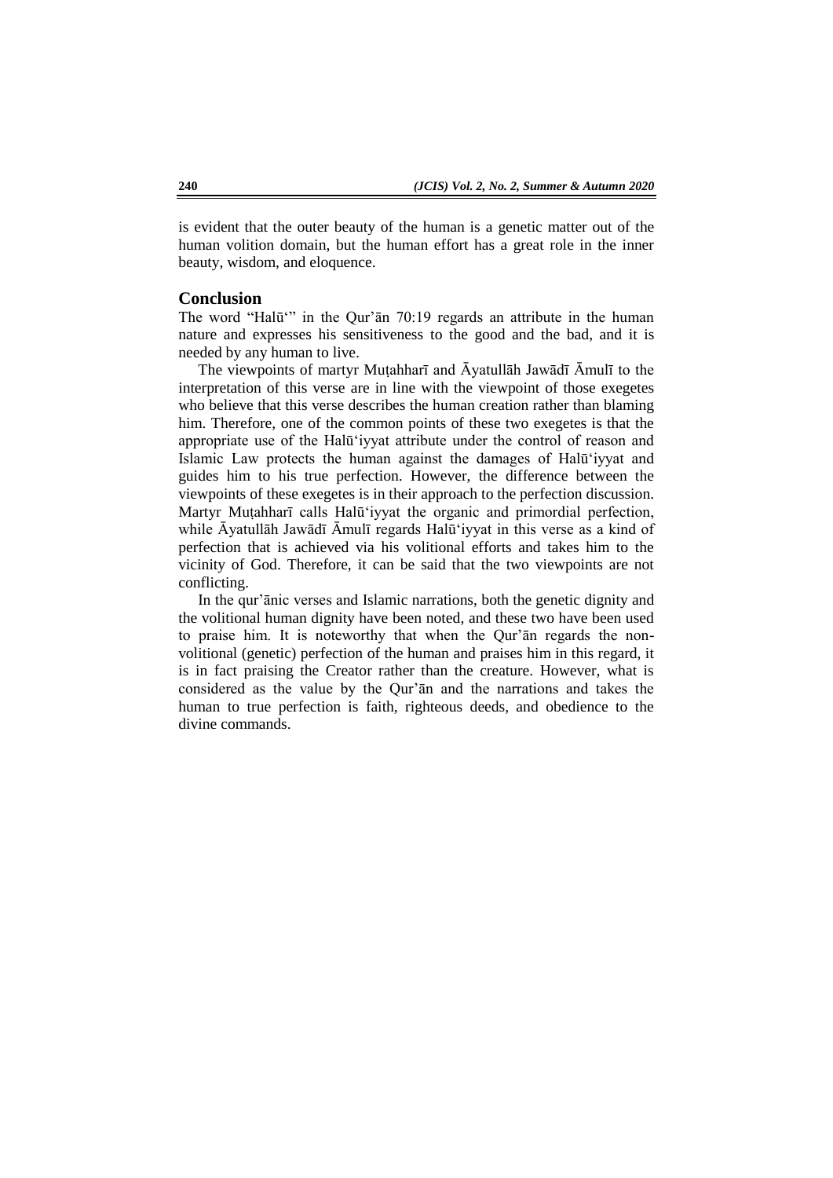is evident that the outer beauty of the human is a genetic matter out of the human volition domain, but the human effort has a great role in the inner beauty, wisdom, and eloquence.

## Conclusion

The word "Halū'" in the Qur'ān 70:19 regards an attribute in the human nature and expresses his sensitiveness to the good and the bad, and it is needed by any human to live.

The viewpoints of martyr Muṭahharī and Āyatullāh Jawādī Āmulī to the interpretation of this verse are in line with the viewpoint of those exegetes who believe that this verse describes the human creation rather than blaming him. Therefore, one of the common points of these two exegetes is that the appropriate use of the Halū'iyyat attribute under the control of reason and Islamic Law protects the human against the damages of Halū'iyyat and guides him to his true perfection. However, the difference between the viewpoints of these exegetes is in their approach to the perfection discussion. Martyr Muṭahharī calls Halū'iyyat the organic and primordial perfection, while Āyatullāh Jawādī Āmulī regards Halū'iyyat in this verse as a kind of perfection that is achieved via his volitional efforts and takes him to the vicinity of God. Therefore, it can be said that the two viewpoints are not conflicting.

In the qur'ānic verses and Islamic narrations, both the genetic dignity and the volitional human dignity have been noted, and these two have been used to praise him. It is noteworthy that when the Qur'ān regards the non-volitional (genetic) perfection of the human and praises him in this regard, it is in fact praising the Creator rather than the creature. However, what is considered as the value by the Qur'ān and the narrations and takes the human to true perfection is faith, righteous deeds, and obedience to the divine commands.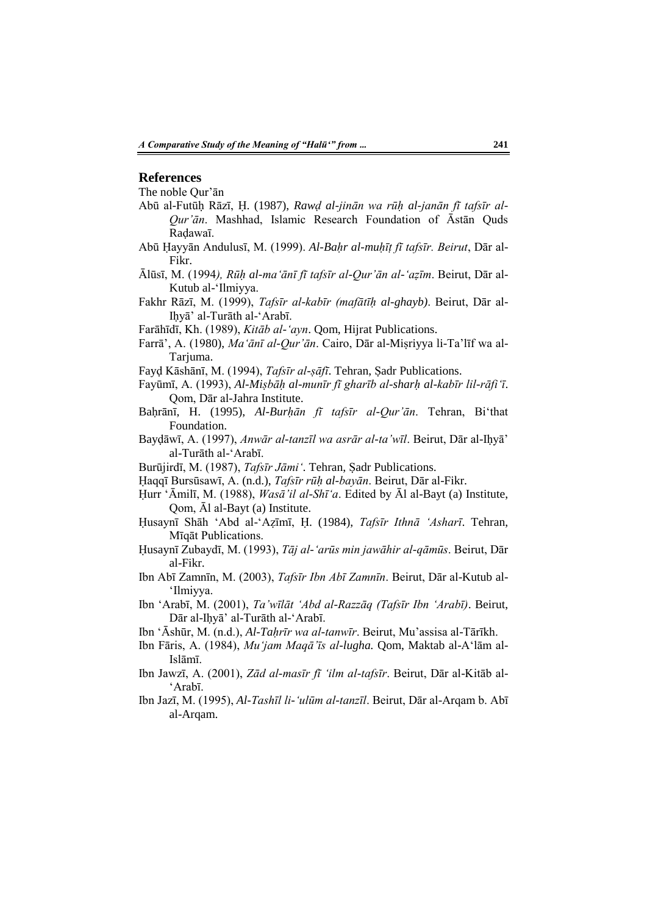## References

The noble Qur'ān

Abū al-Futūḥ Rāzī, Ḥ. (1987), *Rawḍ al-jinān wa rūḥ al-janān fī tafsīr al-Qur'ān*. Mashhad, Islamic Research Foundation of Āstān Quds Raḍawaī.

Abū Ḥayyān Andulusī, M. (1999). *Al-Baḥr al-muḥīṭ fī tafsīr. Beirut*, Dār al-Fikr.

Ālūsī, M. (1994*), Rūḥ al-ma'ānī fī tafsīr al-Qur'ān al-'aẓīm*. Beirut, Dār al-Kutub al-'Ilmiyya.

Fakhr Rāzī, M. (1999), *Tafsīr al-kabīr (mafātīḥ al-ghayb)*. Beirut, Dār al-Iḥyā' al-Turāth al-'Arabī.

Farāhīdī, Kh. (1989), *Kitāb al-'ayn*. Qom, Hijrat Publications.

Farrā', A. (1980), *Ma'ānī al-Qur'ān*. Cairo, Dār al-Miṣriyya li-Ta'līf wa al-Tarjuma.

Fayḍ Kāshānī, M. (1994), *Tafsīr al-ṣāfī*. Tehran, Ṣadr Publications.

Fayūmī, A. (1993), *Al-Miṣbāḥ al-munīr fī gharīb al-sharḥ al-kabīr lil-rāfi'ī*. Qom, Dār al-Jahra Institute.

Baḥrānī, H. (1995), *Al-Burḥān fī tafsīr al-Qur'ān*. Tehran, Bi'that Foundation.

Bayḍāwī, A. (1997), *Anwār al-tanzīl wa asrār al-ta'wīl*. Beirut, Dār al-Iḥyā' al-Turāth al-'Arabī.

Burūjirdī, M. (1987), *Tafsīr Jāmi'*. Tehran, Ṣadr Publications.

Ḥaqqī Bursūsawī, A. (n.d.), *Tafsīr rūḥ al-bayān*. Beirut, Dār al-Fikr.

Ḥurr 'Āmilī, M. (1988), *Wasā'il al-Shī'a*. Edited by Āl al-Bayt (a) Institute, Qom, Āl al-Bayt (a) Institute.

Ḥusaynī Shāh 'Abd al-'Aẓīmī, Ḥ. (1984), *Tafsīr Ithnā 'Asharī*. Tehran, Mīqāt Publications.

Ḥusaynī Zubaydī, M. (1993), *Tāj al-'arūs min jawāhir al-qāmūs*. Beirut, Dār al-Fikr.

Ibn Abī Zamnīn, M. (2003), *Tafsīr Ibn Abī Zamnīn*. Beirut, Dār al-Kutub al-'Ilmiyya.

Ibn 'Arabī, M. (2001), *Ta'wīlāt 'Abd al-Razzāq (Tafsīr Ibn 'Arabī)*. Beirut, Dār al-Iḥyā' al-Turāth al-'Arabī.

Ibn 'Āshūr, M. (n.d.), *Al-Taḥrīr wa al-tanwīr*. Beirut, Mu'assisa al-Tārīkh.

Ibn Fāris, A. (1984), *Mu'jam Maqā'īs al-lugha.* Qom, Maktab al-A'lām al-Islāmī.

Ibn Jawzī, A. (2001), *Zād al-masīr fī 'ilm al-tafsīr*. Beirut, Dār al-Kitāb al-'Arabī.

Ibn Jazī, M. (1995), *Al-Tashīl li-'ulūm al-tanzīl*. Beirut, Dār al-Arqam b. Abī al-Arqam.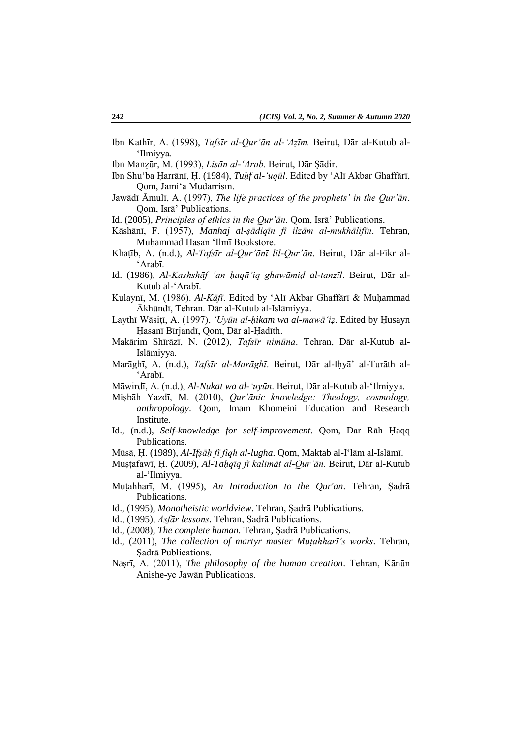Ibn Kathīr, A. (1998), *Tafsīr al-Qur'ān al-'Aẓīm.* Beirut, Dār al-Kutub al-'Ilmiyya.

Ibn Manẓūr, M. (1993), *Lisān al-'Arab.* Beirut, Dār Ṣādir.

Ibn Shu'ba Ḥarrānī, Ḥ. (1984), *Tuḥf al-'uqūl*. Edited by 'Alī Akbar Ghaffārī, Qom, Jāmi'a Mudarrisīn.

Jawādī Āmulī, A. (1997), *The life practices of the prophets' in the Qur'ān*. Qom, Isrā' Publications.

Id. (2005), *Principles of ethics in the Qur'ān*. Qom, Isrā' Publications.

Kāshānī, F. (1957), *Manhaj al-ṣādiqīn fī ilzām al-mukhālifīn*. Tehran, Muḥammad Ḥasan 'Ilmī Bookstore.

Khaṭīb, A. (n.d.), *Al-Tafsīr al-Qur'ānī lil-Qur'ān*. Beirut, Dār al-Fikr al-'Arabī.

Id. (1986), *Al-Kashshāf 'an ḥaqā'iq ghawāmiḍ al-tanzīl*. Beirut, Dār al-Kutub al-'Arabī.

Kulaynī, M. (1986). *Al-Kāfī*. Edited by 'Alī Akbar Ghaffārī & Muḥammad Ākhūndī, Tehran. Dār al-Kutub al-Islāmiyya.

Laythī Wāsiṭī, A. (1997), *'Uyūn al-ḥikam wa al-mawā'iẓ*. Edited by Ḥusayn Ḥasanī Bīrjandī, Qom, Dār al-Ḥadīth.

Makārim Shīrāzī, N. (2012), *Tafsīr nimūna*. Tehran, Dār al-Kutub al-Islāmiyya.

Marāghī, A. (n.d.), *Tafsīr al-Marāghī*. Beirut, Dār al-Iḥyā' al-Turāth al-'Arabī.

Māwirdī, A. (n.d.), *Al-Nukat wa al-'uyūn*. Beirut, Dār al-Kutub al-'Ilmiyya.

Miṣbāh Yazdī, M. (2010), *Qur'ānic knowledge: Theology, cosmology, anthropology*. Qom, Imam Khomeini Education and Research Institute.

Id., (n.d.), *Self-knowledge for self-improvement*. Qom, Dar Rāh Ḥaqq Publications.

Mūsā, Ḥ. (1989), *Al-Ifṣāḥ fī fiqh al-lugha*. Qom, Maktab al-I'lām al-Islāmī.

Muṣṭafawī, Ḥ. (2009), *Al-Taḥqīq fī kalimāt al-Qur'ān*. Beirut, Dār al-Kutub al-'Ilmiyya.

Muṭahharī, M. (1995), *An Introduction to the Qur'an*. Tehran, Ṣadrā Publications.

Id., (1995), *Monotheistic worldview*. Tehran, Ṣadrā Publications.

Id., (1995), *Asfār lessons*. Tehran, Ṣadrā Publications.

Id., (2008), *The complete human*. Tehran, Ṣadrā Publications.

Id., (2011), *The collection of martyr master Muṭahharī's works*. Tehran, Ṣadrā Publications.

Naṣrī, A. (2011), *The philosophy of the human creation*. Tehran, Kānūn Anishe-ye Jawān Publications.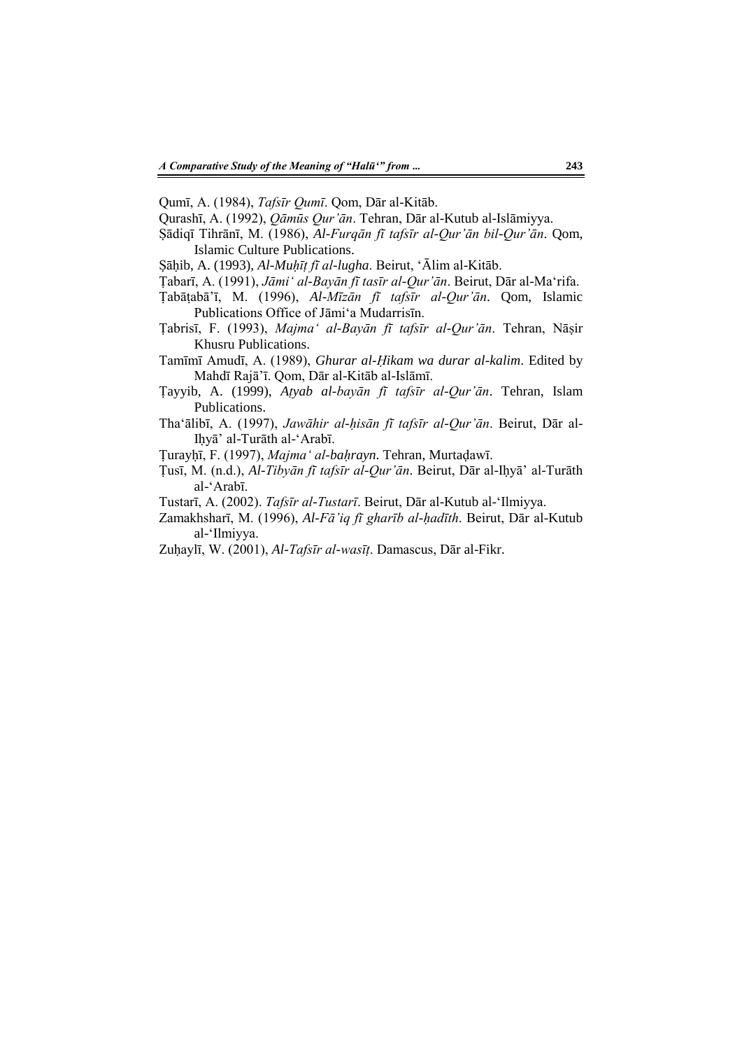Qumī, A. (1984), *Tafsīr Qumī*. Qom, Dār al-Kitāb.

Qurashī, A. (1992), *Qāmūs Qur'ān*. Tehran, Dār al-Kutub al-Islāmiyya.

Ṣādiqī Tihrānī, M. (1986), *Al-Furqān fī tafsīr al-Qur'ān bil-Qur'ān*. Qom, Islamic Culture Publications.

Ṣāḥib, A. (1993), *Al-Muḥīṭ fī al-lugha*. Beirut, 'Ālim al-Kitāb.

Ṭabarī, A. (1991), *Jāmi' al-Bayān fī tasīr al-Qur'ān*. Beirut, Dār al-Ma'rifa.

Ṭabāṭabā'ī, M. (1996), *Al-Mīzān fī tafsīr al-Qur'ān*. Qom, Islamic Publications Office of Jāmi'a Mudarrisīn.

Ṭabrisī, F. (1993), *Majma' al-Bayān fī tafsīr al-Qur'ān*. Tehran, Nāṣir Khusru Publications.

Tamīmī Amudī, A. (1989), *Ghurar al-Ḥikam wa durar al-kalim*. Edited by Mahdī Rajā'ī. Qom, Dār al-Kitāb al-Islāmī.

Ṭayyib, A. (1999), *Aṭyab al-bayān fī tafsīr al-Qur'ān*. Tehran, Islam Publications.

Tha'ālibī, A. (1997), *Jawāhir al-ḥisān fī tafsīr al-Qur'ān*. Beirut, Dār al-Iḥyā' al-Turāth al-'Arabī.

Ṭurayḥī, F. (1997), *Majma' al-baḥrayn*. Tehran, Murtaḍawī.

Ṭusī, M. (n.d.), *Al-Tibyān fī tafsīr al-Qur'ān*. Beirut, Dār al-Iḥyā' al-Turāth al-'Arabī.

Tustarī, A. (2002). *Tafsīr al-Tustarī*. Beirut, Dār al-Kutub al-'Ilmiyya.

Zamakhsharī, M. (1996), *Al-Fā'iq fī gharīb al-ḥadīth*. Beirut, Dār al-Kutub al-'Ilmiyya.

Zuḥaylī, W. (2001), *Al-Tafsīr al-wasīṭ*. Damascus, Dār al-Fikr.